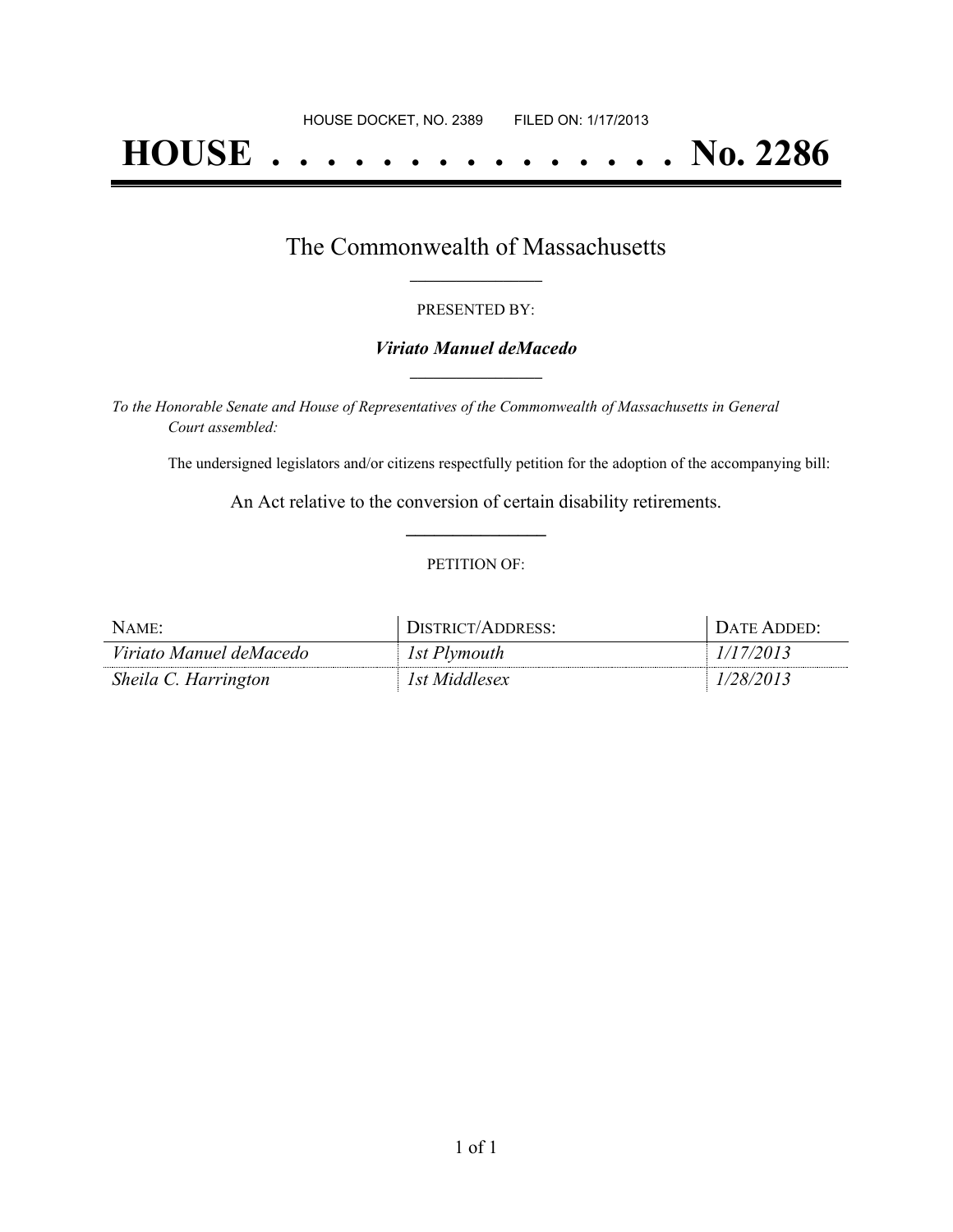HOUSE DOCKET, NO. 2389 FILED ON: 1/17/2013

# HOUSE . . . . . . . . . . . . . . . No. 2286

## The Commonwealth of Massachusetts

PRESENTED BY:

***Viriato Manuel deMacedo***

*To the Honorable Senate and House of Representatives of the Commonwealth of Massachusetts in General Court assembled:*

The undersigned legislators and/or citizens respectfully petition for the adoption of the accompanying bill:

An Act relative to the conversion of certain disability retirements.

PETITION OF:

| NAME: | DISTRICT/ADDRESS: | DATE ADDED: |
| --- | --- | --- |
| *Viriato Manuel deMacedo* | *1st Plymouth* | *1/17/2013* |
| *Sheila C. Harrington* | *1st Middlesex* | *1/28/2013* |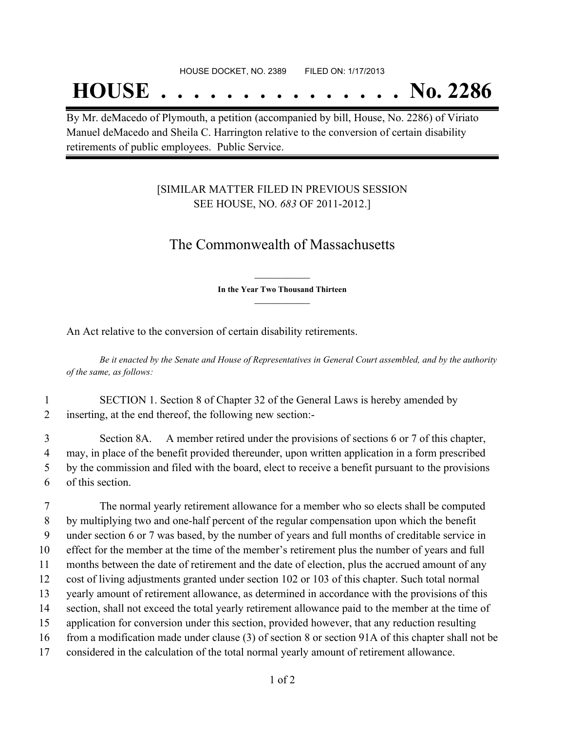HOUSE DOCKET, NO. 2389 FILED ON: 1/17/2013

# HOUSE . . . . . . . . . . . . . . . No. 2286

By Mr. deMacedo of Plymouth, a petition (accompanied by bill, House, No. 2286) of Viriato Manuel deMacedo and Sheila C. Harrington relative to the conversion of certain disability retirements of public employees. Public Service.

[SIMILAR MATTER FILED IN PREVIOUS SESSION SEE HOUSE, NO. *683* OF 2011-2012.]

## The Commonwealth of Massachusetts

**In the Year Two Thousand Thirteen**

An Act relative to the conversion of certain disability retirements.

*Be it enacted by the Senate and House of Representatives in General Court assembled, and by the authority of the same, as follows:*

1 SECTION 1. Section 8 of Chapter 32 of the General Laws is hereby amended by
2 inserting, at the end thereof, the following new section:-

3 Section 8A. A member retired under the provisions of sections 6 or 7 of this chapter,
4 may, in place of the benefit provided thereunder, upon written application in a form prescribed
5 by the commission and filed with the board, elect to receive a benefit pursuant to the provisions
6 of this section.

7 The normal yearly retirement allowance for a member who so elects shall be computed
8 by multiplying two and one-half percent of the regular compensation upon which the benefit
9 under section 6 or 7 was based, by the number of years and full months of creditable service in
10 effect for the member at the time of the member's retirement plus the number of years and full
11 months between the date of retirement and the date of election, plus the accrued amount of any
12 cost of living adjustments granted under section 102 or 103 of this chapter. Such total normal
13 yearly amount of retirement allowance, as determined in accordance with the provisions of this
14 section, shall not exceed the total yearly retirement allowance paid to the member at the time of
15 application for conversion under this section, provided however, that any reduction resulting
16 from a modification made under clause (3) of section 8 or section 91A of this chapter shall not be
17 considered in the calculation of the total normal yearly amount of retirement allowance.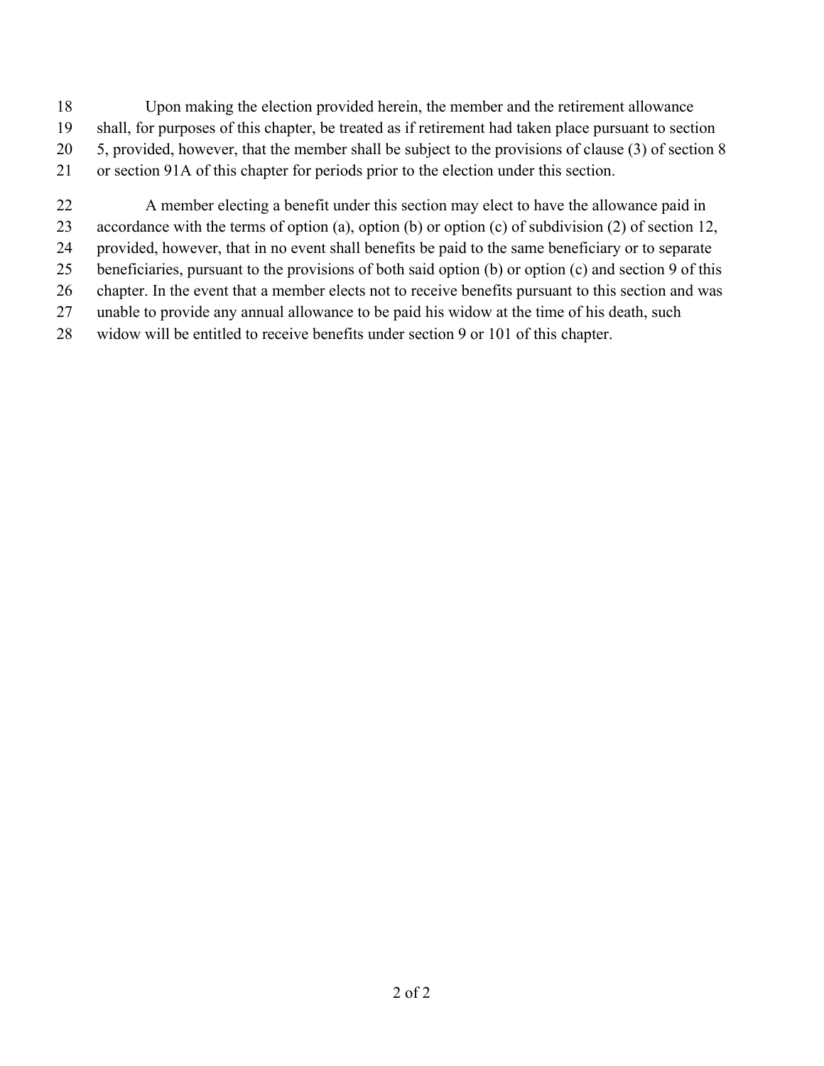Upon making the election provided herein, the member and the retirement allowance shall, for purposes of this chapter, be treated as if retirement had taken place pursuant to section 5, provided, however, that the member shall be subject to the provisions of clause (3) of section 8 or section 91A of this chapter for periods prior to the election under this section.

A member electing a benefit under this section may elect to have the allowance paid in accordance with the terms of option (a), option (b) or option (c) of subdivision (2) of section 12, provided, however, that in no event shall benefits be paid to the same beneficiary or to separate beneficiaries, pursuant to the provisions of both said option (b) or option (c) and section 9 of this chapter. In the event that a member elects not to receive benefits pursuant to this section and was unable to provide any annual allowance to be paid his widow at the time of his death, such widow will be entitled to receive benefits under section 9 or 101 of this chapter.